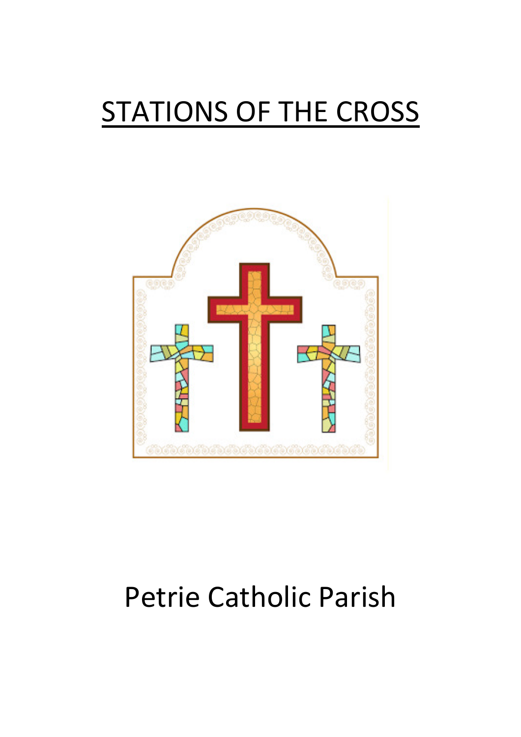# STATIONS OF THE CROSS

Petrie Catholic Parish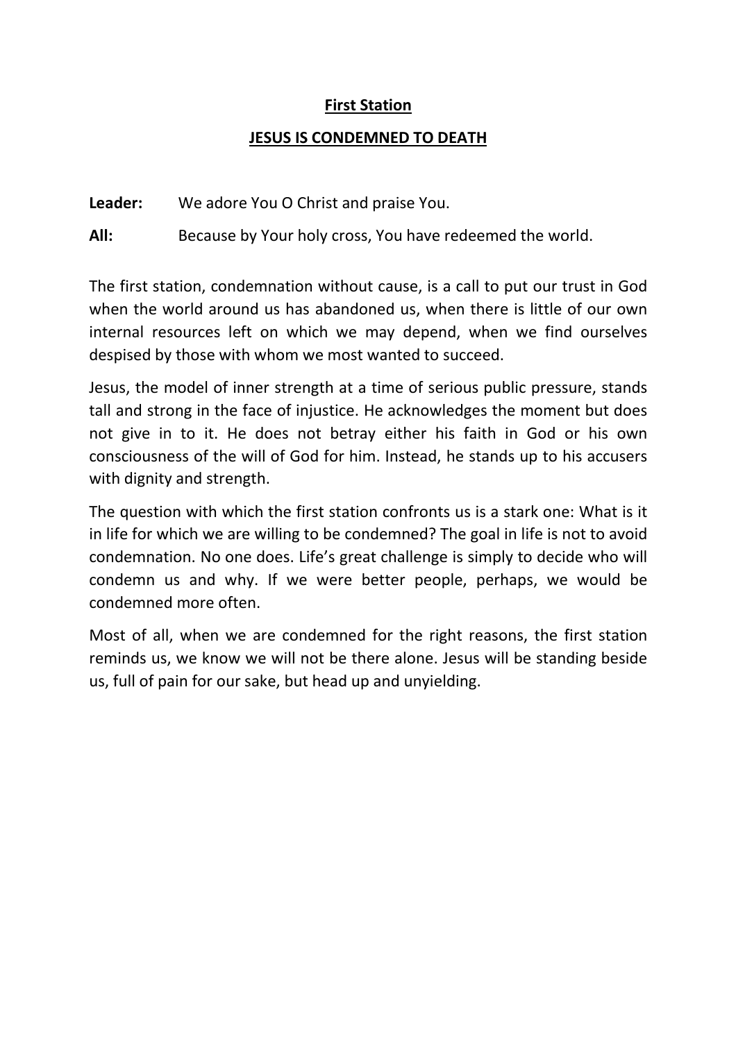## First Station

## JESUS IS CONDEMNED TO DEATH

**Leader:** We adore You O Christ and praise You.

**All:** Because by Your holy cross, You have redeemed the world.

The first station, condemnation without cause, is a call to put our trust in God when the world around us has abandoned us, when there is little of our own internal resources left on which we may depend, when we find ourselves despised by those with whom we most wanted to succeed.

Jesus, the model of inner strength at a time of serious public pressure, stands tall and strong in the face of injustice. He acknowledges the moment but does not give in to it. He does not betray either his faith in God or his own consciousness of the will of God for him. Instead, he stands up to his accusers with dignity and strength.

The question with which the first station confronts us is a stark one: What is it in life for which we are willing to be condemned? The goal in life is not to avoid condemnation. No one does. Life's great challenge is simply to decide who will condemn us and why. If we were better people, perhaps, we would be condemned more often.

Most of all, when we are condemned for the right reasons, the first station reminds us, we know we will not be there alone. Jesus will be standing beside us, full of pain for our sake, but head up and unyielding.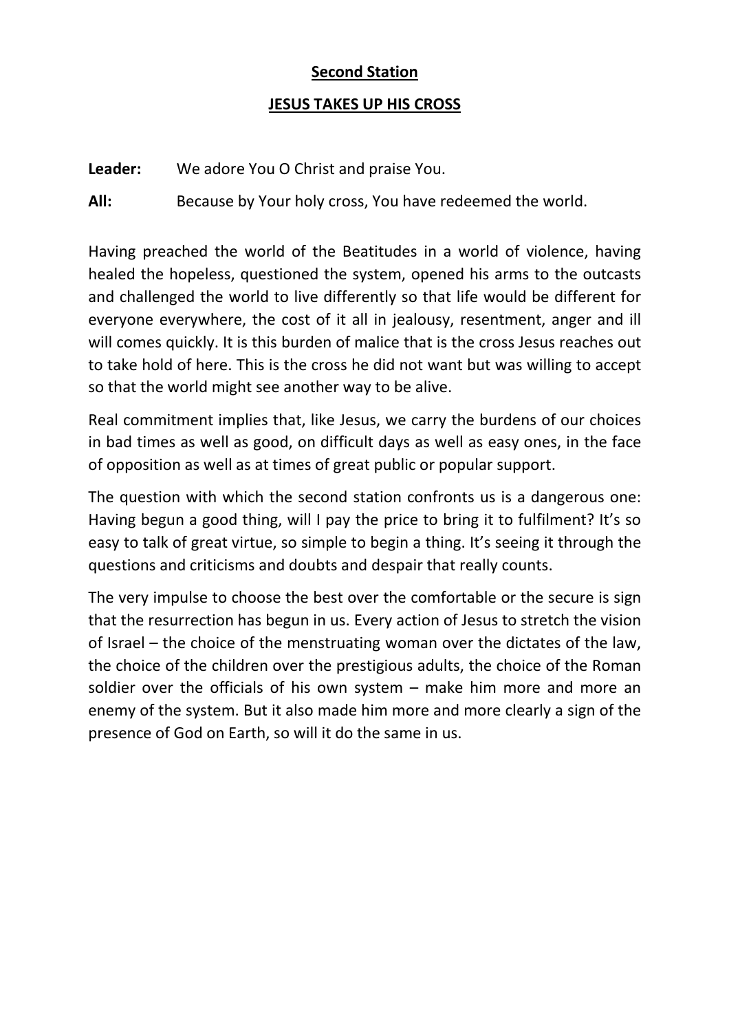## Second Station

## JESUS TAKES UP HIS CROSS

**Leader:** We adore You O Christ and praise You.

**All:** Because by Your holy cross, You have redeemed the world.

Having preached the world of the Beatitudes in a world of violence, having healed the hopeless, questioned the system, opened his arms to the outcasts and challenged the world to live differently so that life would be different for everyone everywhere, the cost of it all in jealousy, resentment, anger and ill will comes quickly. It is this burden of malice that is the cross Jesus reaches out to take hold of here. This is the cross he did not want but was willing to accept so that the world might see another way to be alive.

Real commitment implies that, like Jesus, we carry the burdens of our choices in bad times as well as good, on difficult days as well as easy ones, in the face of opposition as well as at times of great public or popular support.

The question with which the second station confronts us is a dangerous one: Having begun a good thing, will I pay the price to bring it to fulfilment? It's so easy to talk of great virtue, so simple to begin a thing. It's seeing it through the questions and criticisms and doubts and despair that really counts.

The very impulse to choose the best over the comfortable or the secure is sign that the resurrection has begun in us. Every action of Jesus to stretch the vision of Israel – the choice of the menstruating woman over the dictates of the law, the choice of the children over the prestigious adults, the choice of the Roman soldier over the officials of his own system – make him more and more an enemy of the system. But it also made him more and more clearly a sign of the presence of God on Earth, so will it do the same in us.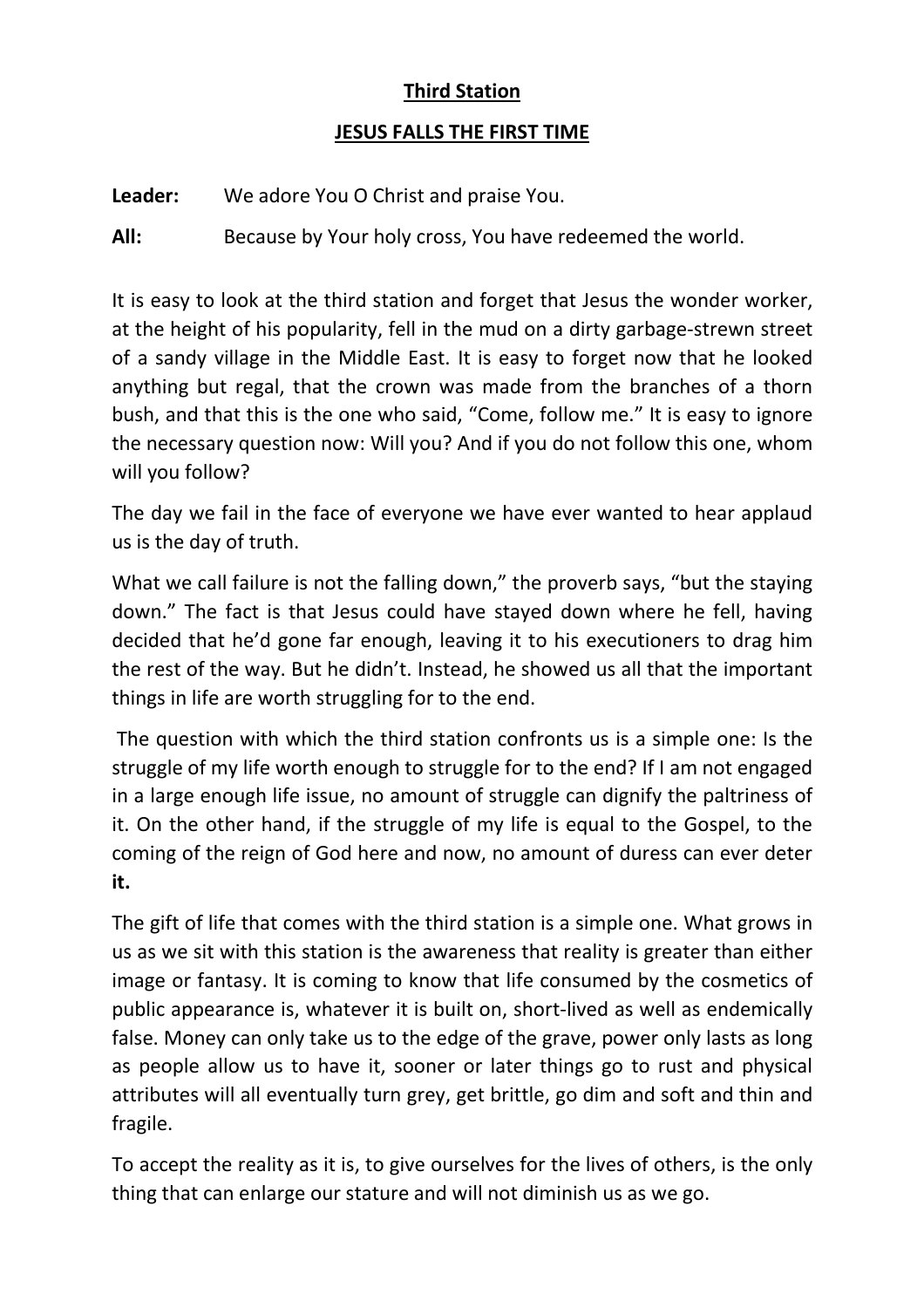**Third Station**

**JESUS FALLS THE FIRST TIME**

**Leader:** We adore You O Christ and praise You.

**All:** Because by Your holy cross, You have redeemed the world.

It is easy to look at the third station and forget that Jesus the wonder worker, at the height of his popularity, fell in the mud on a dirty garbage-strewn street of a sandy village in the Middle East. It is easy to forget now that he looked anything but regal, that the crown was made from the branches of a thorn bush, and that this is the one who said, “Come, follow me.” It is easy to ignore the necessary question now: Will you? And if you do not follow this one, whom will you follow?

The day we fail in the face of everyone we have ever wanted to hear applaud us is the day of truth.

What we call failure is not the falling down,” the proverb says, “but the staying down.” The fact is that Jesus could have stayed down where he fell, having decided that he’d gone far enough, leaving it to his executioners to drag him the rest of the way. But he didn’t. Instead, he showed us all that the important things in life are worth struggling for to the end.

The question with which the third station confronts us is a simple one: Is the struggle of my life worth enough to struggle for to the end? If I am not engaged in a large enough life issue, no amount of struggle can dignify the paltriness of it. On the other hand, if the struggle of my life is equal to the Gospel, to the coming of the reign of God here and now, no amount of duress can ever deter **it.**

The gift of life that comes with the third station is a simple one. What grows in us as we sit with this station is the awareness that reality is greater than either image or fantasy. It is coming to know that life consumed by the cosmetics of public appearance is, whatever it is built on, short-lived as well as endemically false. Money can only take us to the edge of the grave, power only lasts as long as people allow us to have it, sooner or later things go to rust and physical attributes will all eventually turn grey, get brittle, go dim and soft and thin and fragile.

To accept the reality as it is, to give ourselves for the lives of others, is the only thing that can enlarge our stature and will not diminish us as we go.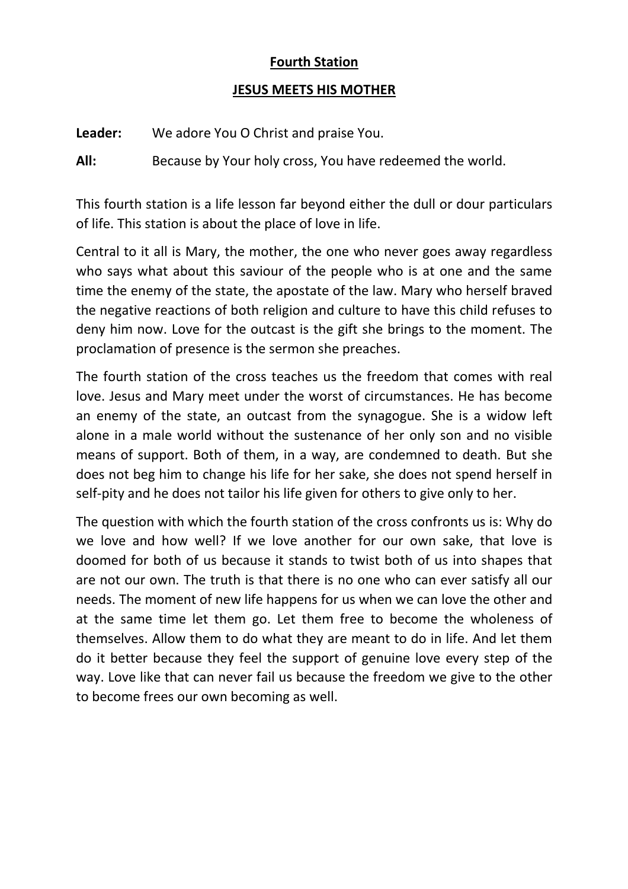## Fourth Station

## JESUS MEETS HIS MOTHER

**Leader:** We adore You O Christ and praise You.

**All:** Because by Your holy cross, You have redeemed the world.

This fourth station is a life lesson far beyond either the dull or dour particulars of life. This station is about the place of love in life.

Central to it all is Mary, the mother, the one who never goes away regardless who says what about this saviour of the people who is at one and the same time the enemy of the state, the apostate of the law. Mary who herself braved the negative reactions of both religion and culture to have this child refuses to deny him now. Love for the outcast is the gift she brings to the moment. The proclamation of presence is the sermon she preaches.

The fourth station of the cross teaches us the freedom that comes with real love. Jesus and Mary meet under the worst of circumstances. He has become an enemy of the state, an outcast from the synagogue. She is a widow left alone in a male world without the sustenance of her only son and no visible means of support. Both of them, in a way, are condemned to death. But she does not beg him to change his life for her sake, she does not spend herself in self-pity and he does not tailor his life given for others to give only to her.

The question with which the fourth station of the cross confronts us is: Why do we love and how well? If we love another for our own sake, that love is doomed for both of us because it stands to twist both of us into shapes that are not our own. The truth is that there is no one who can ever satisfy all our needs. The moment of new life happens for us when we can love the other and at the same time let them go. Let them free to become the wholeness of themselves. Allow them to do what they are meant to do in life. And let them do it better because they feel the support of genuine love every step of the way. Love like that can never fail us because the freedom we give to the other to become frees our own becoming as well.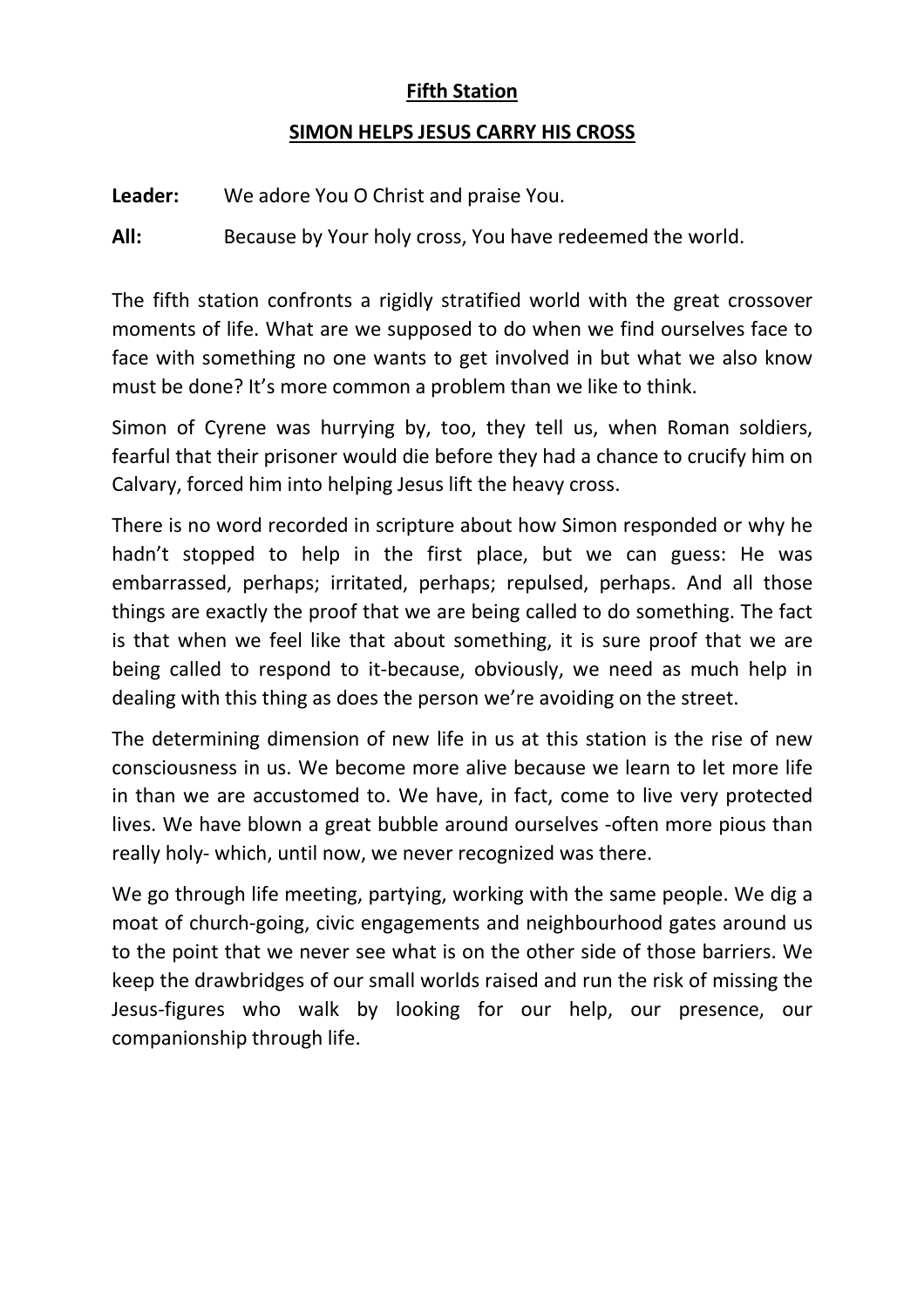## **Fifth Station**

## **SIMON HELPS JESUS CARRY HIS CROSS**

**Leader:** We adore You O Christ and praise You.

**All:** Because by Your holy cross, You have redeemed the world.

The fifth station confronts a rigidly stratified world with the great crossover moments of life. What are we supposed to do when we find ourselves face to face with something no one wants to get involved in but what we also know must be done? It's more common a problem than we like to think.

Simon of Cyrene was hurrying by, too, they tell us, when Roman soldiers, fearful that their prisoner would die before they had a chance to crucify him on Calvary, forced him into helping Jesus lift the heavy cross.

There is no word recorded in scripture about how Simon responded or why he hadn't stopped to help in the first place, but we can guess: He was embarrassed, perhaps; irritated, perhaps; repulsed, perhaps. And all those things are exactly the proof that we are being called to do something. The fact is that when we feel like that about something, it is sure proof that we are being called to respond to it-because, obviously, we need as much help in dealing with this thing as does the person we're avoiding on the street.

The determining dimension of new life in us at this station is the rise of new consciousness in us. We become more alive because we learn to let more life in than we are accustomed to. We have, in fact, come to live very protected lives. We have blown a great bubble around ourselves -often more pious than really holy- which, until now, we never recognized was there.

We go through life meeting, partying, working with the same people. We dig a moat of church-going, civic engagements and neighbourhood gates around us to the point that we never see what is on the other side of those barriers. We keep the drawbridges of our small worlds raised and run the risk of missing the Jesus-figures who walk by looking for our help, our presence, our companionship through life.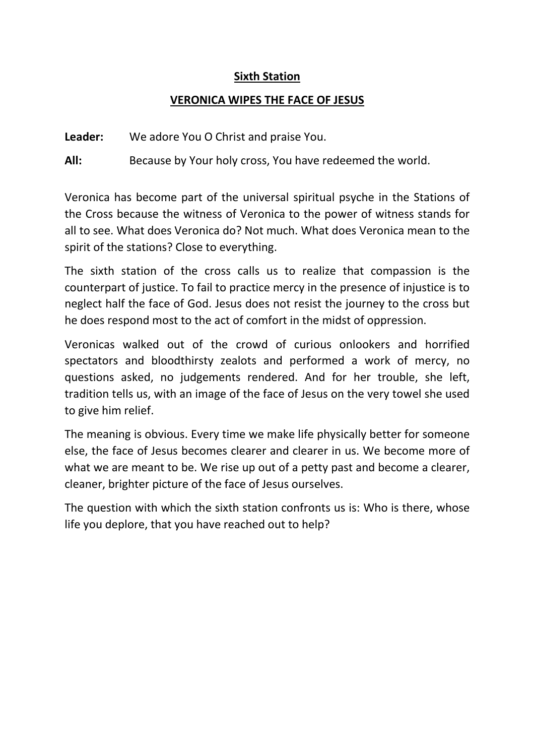## Sixth Station

## VERONICA WIPES THE FACE OF JESUS

**Leader:** We adore You O Christ and praise You.

**All:** Because by Your holy cross, You have redeemed the world.

Veronica has become part of the universal spiritual psyche in the Stations of the Cross because the witness of Veronica to the power of witness stands for all to see. What does Veronica do? Not much. What does Veronica mean to the spirit of the stations? Close to everything.

The sixth station of the cross calls us to realize that compassion is the counterpart of justice. To fail to practice mercy in the presence of injustice is to neglect half the face of God. Jesus does not resist the journey to the cross but he does respond most to the act of comfort in the midst of oppression.

Veronicas walked out of the crowd of curious onlookers and horrified spectators and bloodthirsty zealots and performed a work of mercy, no questions asked, no judgements rendered. And for her trouble, she left, tradition tells us, with an image of the face of Jesus on the very towel she used to give him relief.

The meaning is obvious. Every time we make life physically better for someone else, the face of Jesus becomes clearer and clearer in us. We become more of what we are meant to be. We rise up out of a petty past and become a clearer, cleaner, brighter picture of the face of Jesus ourselves.

The question with which the sixth station confronts us is: Who is there, whose life you deplore, that you have reached out to help?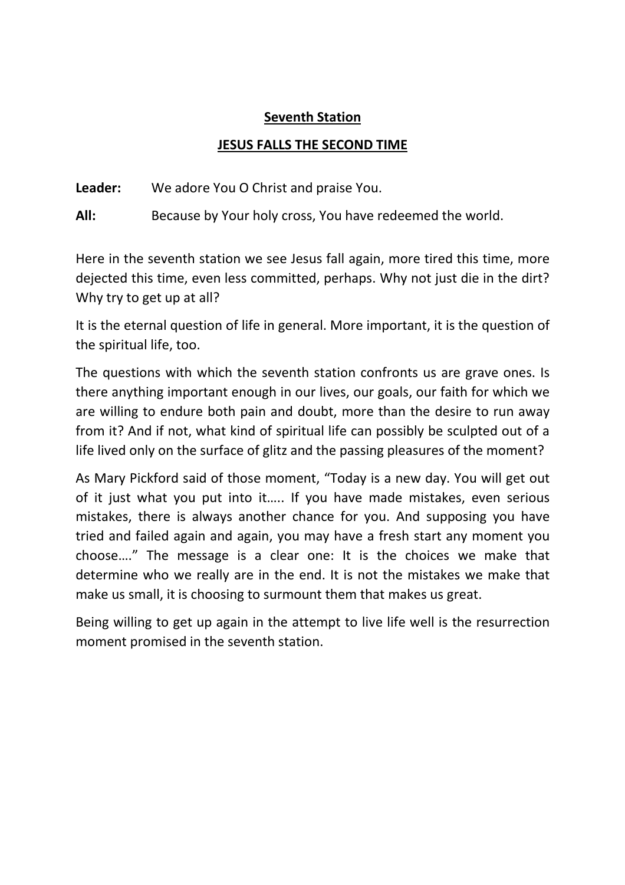## Seventh Station

## JESUS FALLS THE SECOND TIME

**Leader:** We adore You O Christ and praise You.

**All:** Because by Your holy cross, You have redeemed the world.

Here in the seventh station we see Jesus fall again, more tired this time, more dejected this time, even less committed, perhaps. Why not just die in the dirt? Why try to get up at all?

It is the eternal question of life in general. More important, it is the question of the spiritual life, too.

The questions with which the seventh station confronts us are grave ones. Is there anything important enough in our lives, our goals, our faith for which we are willing to endure both pain and doubt, more than the desire to run away from it? And if not, what kind of spiritual life can possibly be sculpted out of a life lived only on the surface of glitz and the passing pleasures of the moment?

As Mary Pickford said of those moment, "Today is a new day. You will get out of it just what you put into it….. If you have made mistakes, even serious mistakes, there is always another chance for you. And supposing you have tried and failed again and again, you may have a fresh start any moment you choose…." The message is a clear one: It is the choices we make that determine who we really are in the end. It is not the mistakes we make that make us small, it is choosing to surmount them that makes us great.

Being willing to get up again in the attempt to live life well is the resurrection moment promised in the seventh station.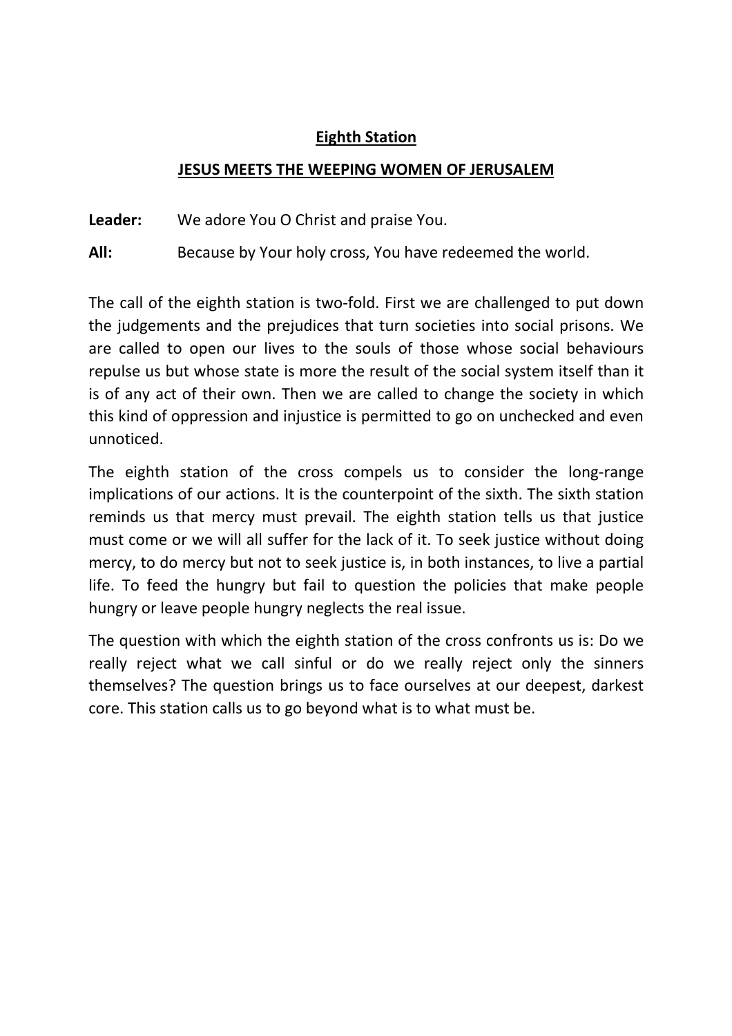## Eighth Station

## JESUS MEETS THE WEEPING WOMEN OF JERUSALEM

**Leader:** We adore You O Christ and praise You.

**All:** Because by Your holy cross, You have redeemed the world.

The call of the eighth station is two-fold. First we are challenged to put down the judgements and the prejudices that turn societies into social prisons. We are called to open our lives to the souls of those whose social behaviours repulse us but whose state is more the result of the social system itself than it is of any act of their own. Then we are called to change the society in which this kind of oppression and injustice is permitted to go on unchecked and even unnoticed.

The eighth station of the cross compels us to consider the long-range implications of our actions. It is the counterpoint of the sixth. The sixth station reminds us that mercy must prevail. The eighth station tells us that justice must come or we will all suffer for the lack of it. To seek justice without doing mercy, to do mercy but not to seek justice is, in both instances, to live a partial life. To feed the hungry but fail to question the policies that make people hungry or leave people hungry neglects the real issue.

The question with which the eighth station of the cross confronts us is: Do we really reject what we call sinful or do we really reject only the sinners themselves? The question brings us to face ourselves at our deepest, darkest core. This station calls us to go beyond what is to what must be.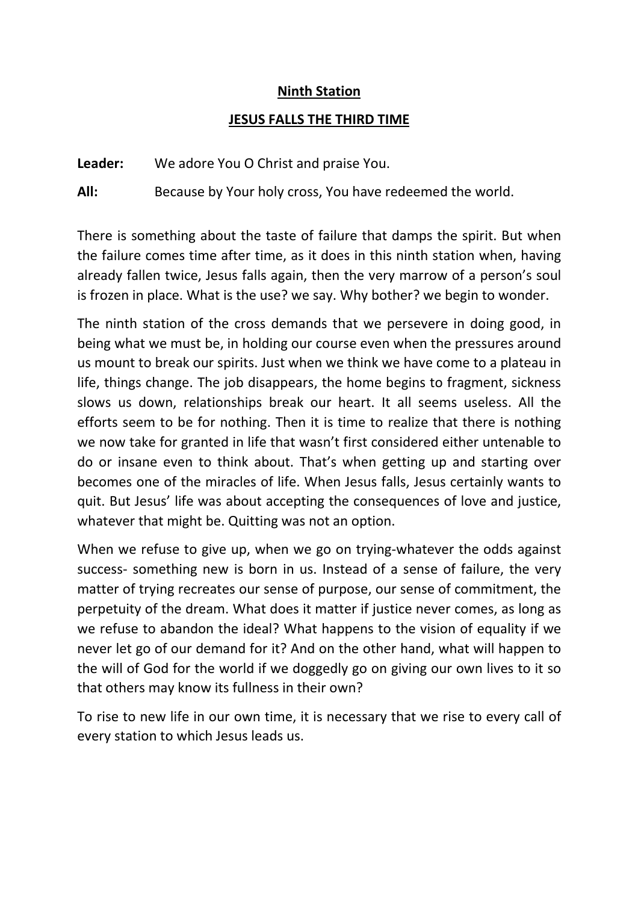## Ninth Station

## JESUS FALLS THE THIRD TIME

**Leader:** We adore You O Christ and praise You.

**All:** Because by Your holy cross, You have redeemed the world.

There is something about the taste of failure that damps the spirit. But when the failure comes time after time, as it does in this ninth station when, having already fallen twice, Jesus falls again, then the very marrow of a person's soul is frozen in place. What is the use? we say. Why bother? we begin to wonder.

The ninth station of the cross demands that we persevere in doing good, in being what we must be, in holding our course even when the pressures around us mount to break our spirits. Just when we think we have come to a plateau in life, things change. The job disappears, the home begins to fragment, sickness slows us down, relationships break our heart. It all seems useless. All the efforts seem to be for nothing. Then it is time to realize that there is nothing we now take for granted in life that wasn't first considered either untenable to do or insane even to think about. That's when getting up and starting over becomes one of the miracles of life. When Jesus falls, Jesus certainly wants to quit. But Jesus' life was about accepting the consequences of love and justice, whatever that might be. Quitting was not an option.

When we refuse to give up, when we go on trying-whatever the odds against success- something new is born in us. Instead of a sense of failure, the very matter of trying recreates our sense of purpose, our sense of commitment, the perpetuity of the dream. What does it matter if justice never comes, as long as we refuse to abandon the ideal? What happens to the vision of equality if we never let go of our demand for it? And on the other hand, what will happen to the will of God for the world if we doggedly go on giving our own lives to it so that others may know its fullness in their own?

To rise to new life in our own time, it is necessary that we rise to every call of every station to which Jesus leads us.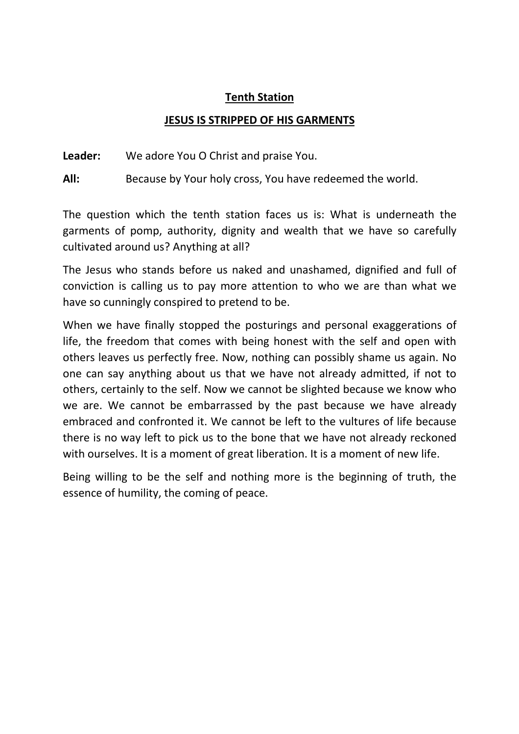## Tenth Station

## JESUS IS STRIPPED OF HIS GARMENTS

**Leader:** We adore You O Christ and praise You.

**All:** Because by Your holy cross, You have redeemed the world.

The question which the tenth station faces us is: What is underneath the garments of pomp, authority, dignity and wealth that we have so carefully cultivated around us? Anything at all?

The Jesus who stands before us naked and unashamed, dignified and full of conviction is calling us to pay more attention to who we are than what we have so cunningly conspired to pretend to be.

When we have finally stopped the posturings and personal exaggerations of life, the freedom that comes with being honest with the self and open with others leaves us perfectly free. Now, nothing can possibly shame us again. No one can say anything about us that we have not already admitted, if not to others, certainly to the self. Now we cannot be slighted because we know who we are. We cannot be embarrassed by the past because we have already embraced and confronted it. We cannot be left to the vultures of life because there is no way left to pick us to the bone that we have not already reckoned with ourselves. It is a moment of great liberation. It is a moment of new life.

Being willing to be the self and nothing more is the beginning of truth, the essence of humility, the coming of peace.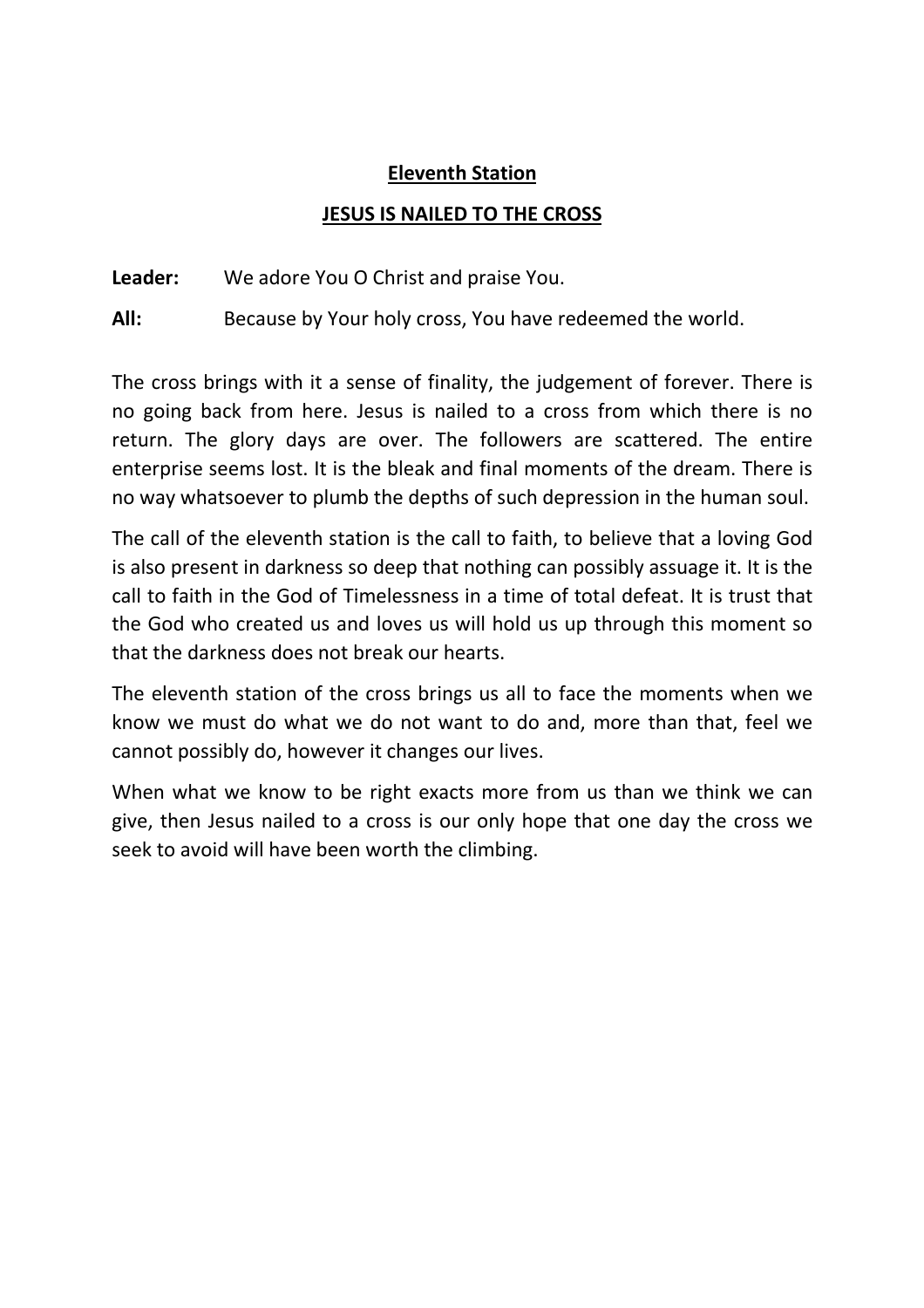## Eleventh Station

## JESUS IS NAILED TO THE CROSS

**Leader:** We adore You O Christ and praise You.

**All:** Because by Your holy cross, You have redeemed the world.

The cross brings with it a sense of finality, the judgement of forever. There is no going back from here. Jesus is nailed to a cross from which there is no return. The glory days are over. The followers are scattered. The entire enterprise seems lost. It is the bleak and final moments of the dream. There is no way whatsoever to plumb the depths of such depression in the human soul.

The call of the eleventh station is the call to faith, to believe that a loving God is also present in darkness so deep that nothing can possibly assuage it. It is the call to faith in the God of Timelessness in a time of total defeat. It is trust that the God who created us and loves us will hold us up through this moment so that the darkness does not break our hearts.

The eleventh station of the cross brings us all to face the moments when we know we must do what we do not want to do and, more than that, feel we cannot possibly do, however it changes our lives.

When what we know to be right exacts more from us than we think we can give, then Jesus nailed to a cross is our only hope that one day the cross we seek to avoid will have been worth the climbing.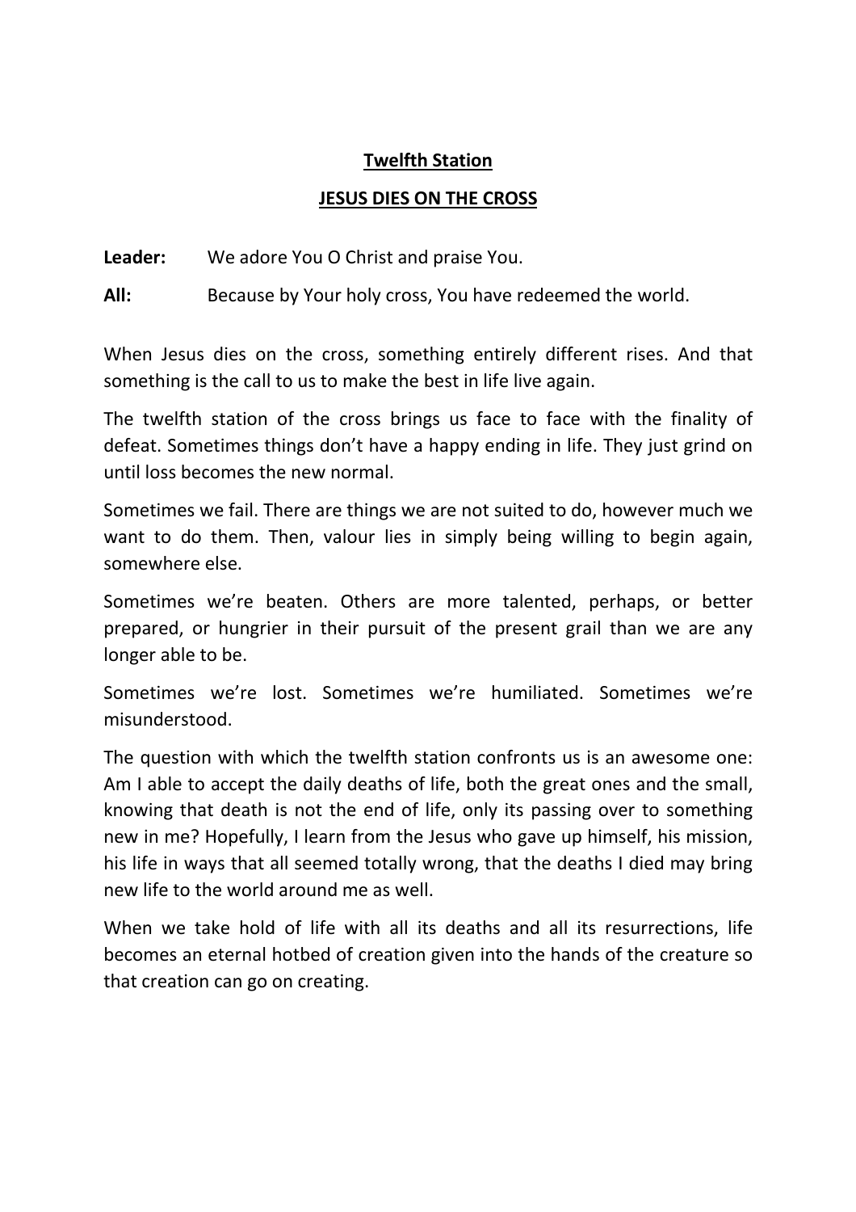## Twelfth Station

## JESUS DIES ON THE CROSS

**Leader:** We adore You O Christ and praise You.

**All:** Because by Your holy cross, You have redeemed the world.

When Jesus dies on the cross, something entirely different rises. And that something is the call to us to make the best in life live again.

The twelfth station of the cross brings us face to face with the finality of defeat. Sometimes things don't have a happy ending in life. They just grind on until loss becomes the new normal.

Sometimes we fail. There are things we are not suited to do, however much we want to do them. Then, valour lies in simply being willing to begin again, somewhere else.

Sometimes we're beaten. Others are more talented, perhaps, or better prepared, or hungrier in their pursuit of the present grail than we are any longer able to be.

Sometimes we're lost. Sometimes we're humiliated. Sometimes we're misunderstood.

The question with which the twelfth station confronts us is an awesome one: Am I able to accept the daily deaths of life, both the great ones and the small, knowing that death is not the end of life, only its passing over to something new in me? Hopefully, I learn from the Jesus who gave up himself, his mission, his life in ways that all seemed totally wrong, that the deaths I died may bring new life to the world around me as well.

When we take hold of life with all its deaths and all its resurrections, life becomes an eternal hotbed of creation given into the hands of the creature so that creation can go on creating.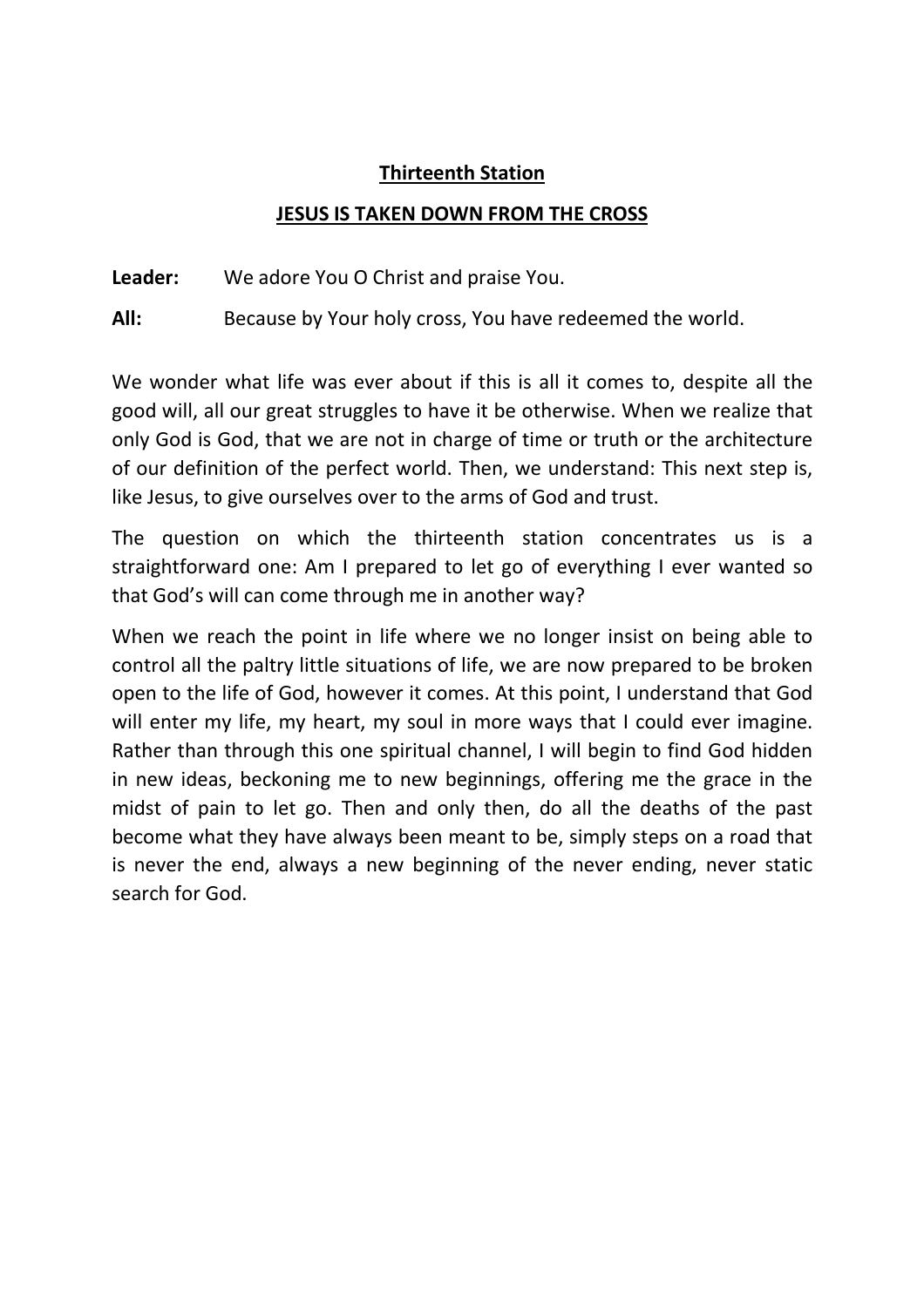## Thirteenth Station

### JESUS IS TAKEN DOWN FROM THE CROSS

**Leader:** We adore You O Christ and praise You.

**All:** Because by Your holy cross, You have redeemed the world.

We wonder what life was ever about if this is all it comes to, despite all the good will, all our great struggles to have it be otherwise. When we realize that only God is God, that we are not in charge of time or truth or the architecture of our definition of the perfect world. Then, we understand: This next step is, like Jesus, to give ourselves over to the arms of God and trust.

The question on which the thirteenth station concentrates us is a straightforward one: Am I prepared to let go of everything I ever wanted so that God's will can come through me in another way?

When we reach the point in life where we no longer insist on being able to control all the paltry little situations of life, we are now prepared to be broken open to the life of God, however it comes. At this point, I understand that God will enter my life, my heart, my soul in more ways that I could ever imagine. Rather than through this one spiritual channel, I will begin to find God hidden in new ideas, beckoning me to new beginnings, offering me the grace in the midst of pain to let go. Then and only then, do all the deaths of the past become what they have always been meant to be, simply steps on a road that is never the end, always a new beginning of the never ending, never static search for God.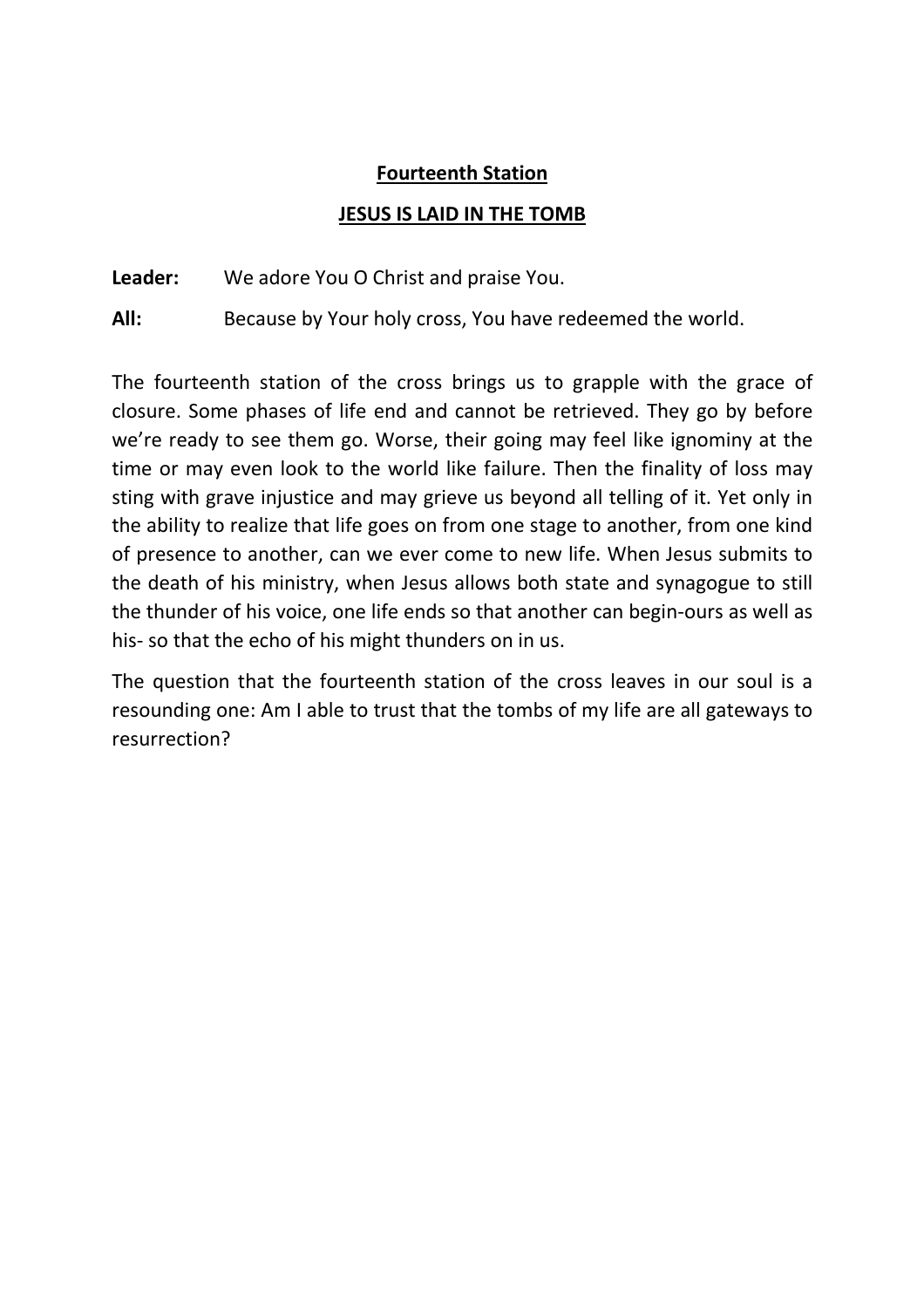## Fourteenth Station

## JESUS IS LAID IN THE TOMB

**Leader:** We adore You O Christ and praise You.

**All:** Because by Your holy cross, You have redeemed the world.

The fourteenth station of the cross brings us to grapple with the grace of closure. Some phases of life end and cannot be retrieved. They go by before we're ready to see them go. Worse, their going may feel like ignominy at the time or may even look to the world like failure. Then the finality of loss may sting with grave injustice and may grieve us beyond all telling of it. Yet only in the ability to realize that life goes on from one stage to another, from one kind of presence to another, can we ever come to new life. When Jesus submits to the death of his ministry, when Jesus allows both state and synagogue to still the thunder of his voice, one life ends so that another can begin-ours as well as his- so that the echo of his might thunders on in us.

The question that the fourteenth station of the cross leaves in our soul is a resounding one: Am I able to trust that the tombs of my life are all gateways to resurrection?